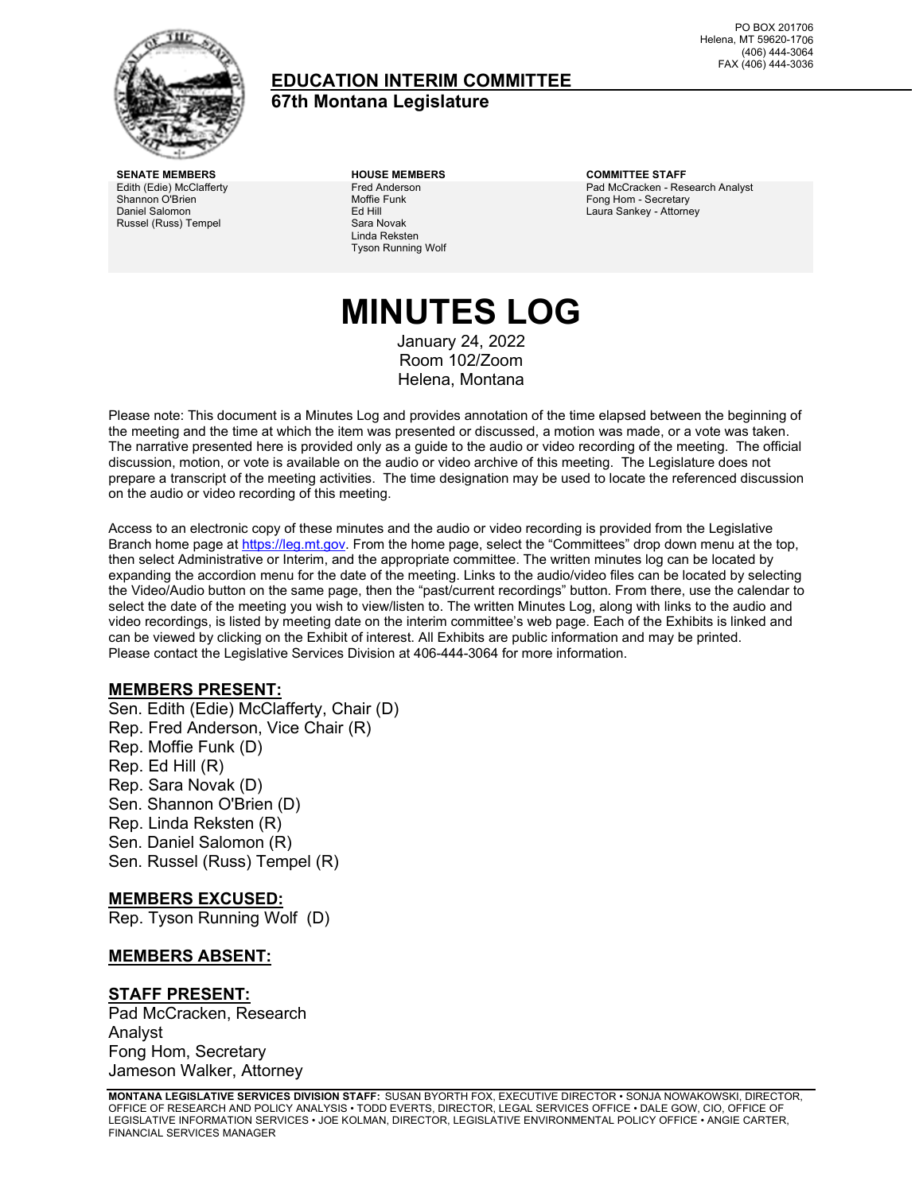PO BOX 201706
Helena, MT 59620-1706
(406) 444-3064
FAX (406) 444-3036

# EDUCATION INTERIM COMMITTEE
## 67th Montana Legislature

**SENATE MEMBERS**
Edith (Edie) McClafferty
Shannon O'Brien
Daniel Salomon
Russel (Russ) Tempel

**HOUSE MEMBERS**
Fred Anderson
Moffie Funk
Ed Hill
Sara Novak
Linda Reksten
Tyson Running Wolf

**COMMITTEE STAFF**
Pad McCracken - Research Analyst
Fong Hom - Secretary
Laura Sankey - Attorney

# MINUTES LOG

January 24, 2022
Room 102/Zoom
Helena, Montana

Please note: This document is a Minutes Log and provides annotation of the time elapsed between the beginning of the meeting and the time at which the item was presented or discussed, a motion was made, or a vote was taken. The narrative presented here is provided only as a guide to the audio or video recording of the meeting. The official discussion, motion, or vote is available on the audio or video archive of this meeting. The Legislature does not prepare a transcript of the meeting activities. The time designation may be used to locate the referenced discussion on the audio or video recording of this meeting.

Access to an electronic copy of these minutes and the audio or video recording is provided from the Legislative Branch home page at https://leg.mt.gov. From the home page, select the "Committees" drop down menu at the top, then select Administrative or Interim, and the appropriate committee. The written minutes log can be located by expanding the accordion menu for the date of the meeting. Links to the audio/video files can be located by selecting the Video/Audio button on the same page, then the "past/current recordings" button. From there, use the calendar to select the date of the meeting you wish to view/listen to. The written Minutes Log, along with links to the audio and video recordings, is listed by meeting date on the interim committee's web page. Each of the Exhibits is linked and can be viewed by clicking on the Exhibit of interest. All Exhibits are public information and may be printed. Please contact the Legislative Services Division at 406-444-3064 for more information.

## MEMBERS PRESENT:

Sen. Edith (Edie) McClafferty, Chair (D)
Rep. Fred Anderson, Vice Chair (R)
Rep. Moffie Funk (D)
Rep. Ed Hill (R)
Rep. Sara Novak (D)
Sen. Shannon O'Brien (D)
Rep. Linda Reksten (R)
Sen. Daniel Salomon (R)
Sen. Russel (Russ) Tempel (R)

## MEMBERS EXCUSED:

Rep. Tyson Running Wolf (D)

## MEMBERS ABSENT:

## STAFF PRESENT:

Pad McCracken, Research Analyst
Fong Hom, Secretary
Jameson Walker, Attorney

**MONTANA LEGISLATIVE SERVICES DIVISION STAFF:** SUSAN BYORTH FOX, EXECUTIVE DIRECTOR • SONJA NOWAKOWSKI, DIRECTOR, OFFICE OF RESEARCH AND POLICY ANALYSIS • TODD EVERTS, DIRECTOR, LEGAL SERVICES OFFICE • DALE GOW, CIO, OFFICE OF LEGISLATIVE INFORMATION SERVICES • JOE KOLMAN, DIRECTOR, LEGISLATIVE ENVIRONMENTAL POLICY OFFICE • ANGIE CARTER, FINANCIAL SERVICES MANAGER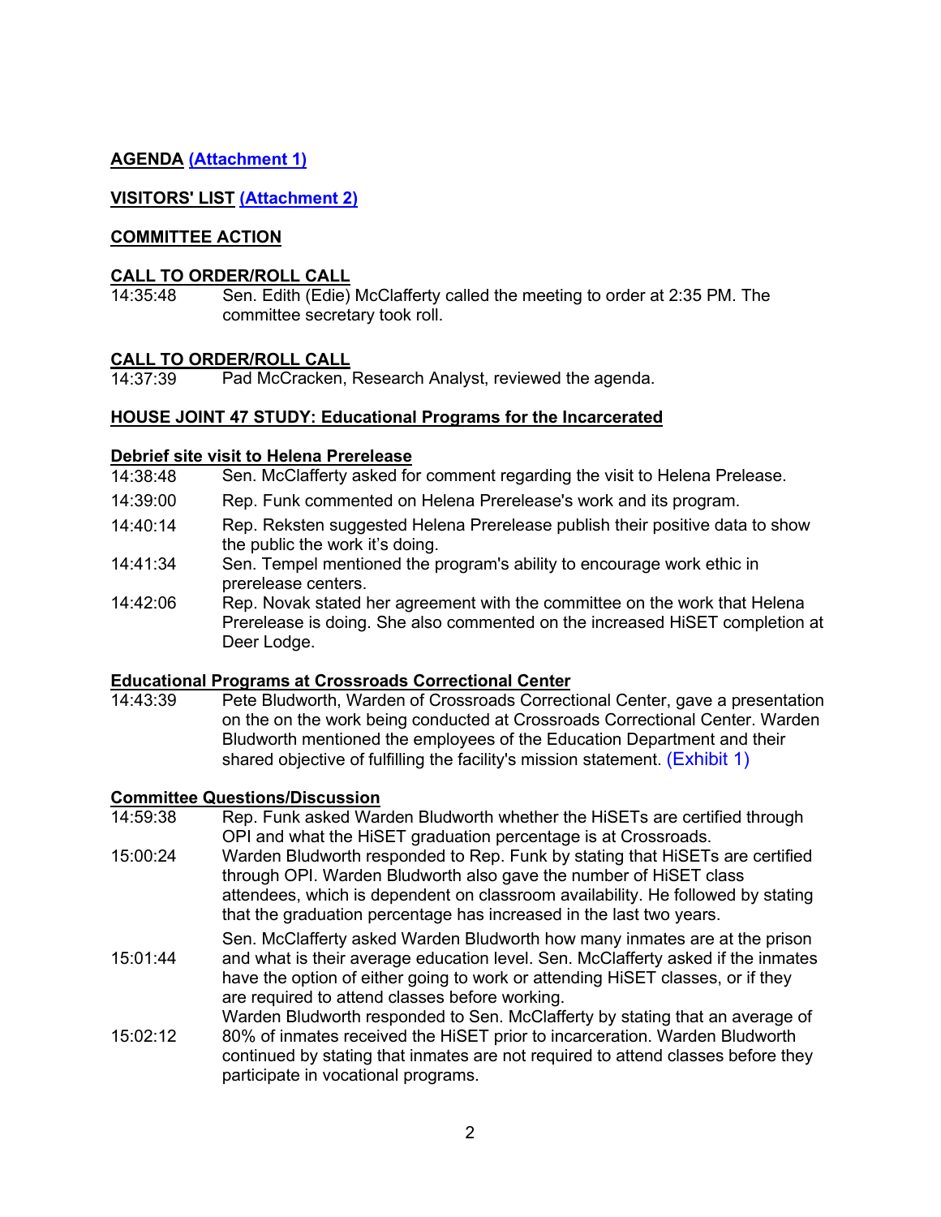**AGENDA (Attachment 1)**

**VISITORS' LIST (Attachment 2)**

**COMMITTEE ACTION**

**CALL TO ORDER/ROLL CALL**

14:35:48 Sen. Edith (Edie) McClafferty called the meeting to order at 2:35 PM. The committee secretary took roll.

**CALL TO ORDER/ROLL CALL**

14:37:39 Pad McCracken, Research Analyst, reviewed the agenda.

**HOUSE JOINT 47 STUDY: Educational Programs for the Incarcerated**

**Debrief site visit to Helena Prerelease**

14:38:48 Sen. McClafferty asked for comment regarding the visit to Helena Prelease.

14:39:00 Rep. Funk commented on Helena Prerelease's work and its program.

14:40:14 Rep. Reksten suggested Helena Prerelease publish their positive data to show the public the work it's doing.

14:41:34 Sen. Tempel mentioned the program's ability to encourage work ethic in prerelease centers.

14:42:06 Rep. Novak stated her agreement with the committee on the work that Helena Prerelease is doing. She also commented on the increased HiSET completion at Deer Lodge.

**Educational Programs at Crossroads Correctional Center**

14:43:39 Pete Bludworth, Warden of Crossroads Correctional Center, gave a presentation on the on the work being conducted at Crossroads Correctional Center. Warden Bludworth mentioned the employees of the Education Department and their shared objective of fulfilling the facility's mission statement. (Exhibit 1)

**Committee Questions/Discussion**

14:59:38 Rep. Funk asked Warden Bludworth whether the HiSETs are certified through OPI and what the HiSET graduation percentage is at Crossroads.

15:00:24 Warden Bludworth responded to Rep. Funk by stating that HiSETs are certified through OPI. Warden Bludworth also gave the number of HiSET class attendees, which is dependent on classroom availability. He followed by stating that the graduation percentage has increased in the last two years.

15:01:44 Sen. McClafferty asked Warden Bludworth how many inmates are at the prison and what is their average education level. Sen. McClafferty asked if the inmates have the option of either going to work or attending HiSET classes, or if they are required to attend classes before working.

15:02:12 Warden Bludworth responded to Sen. McClafferty by stating that an average of 80% of inmates received the HiSET prior to incarceration. Warden Bludworth continued by stating that inmates are not required to attend classes before they participate in vocational programs.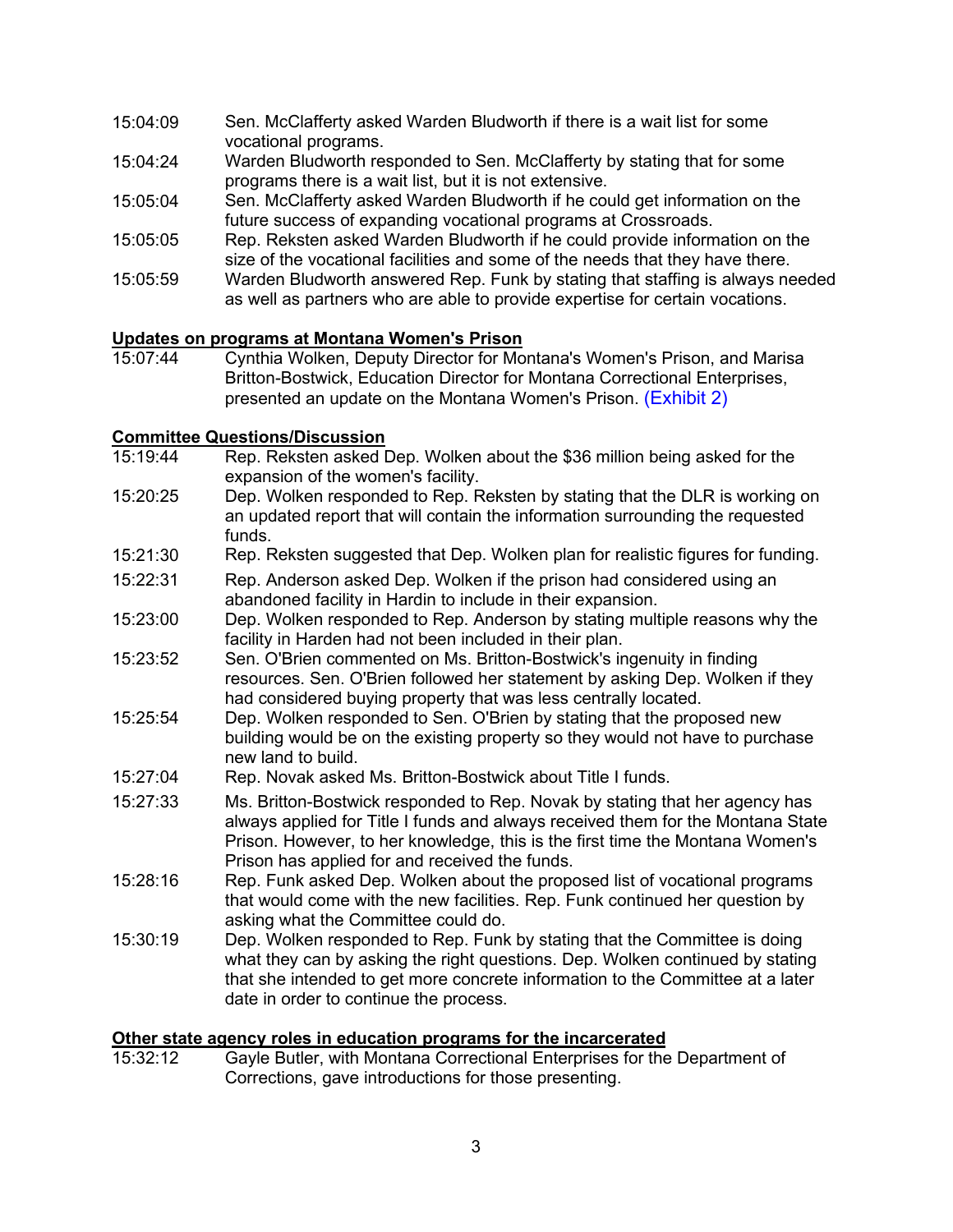| | |
|---|---|
| 15:04:09 | Sen. McClafferty asked Warden Bludworth if there is a wait list for some vocational programs. |
| 15:04:24 | Warden Bludworth responded to Sen. McClafferty by stating that for some programs there is a wait list, but it is not extensive. |
| 15:05:04 | Sen. McClafferty asked Warden Bludworth if he could get information on the future success of expanding vocational programs at Crossroads. |
| 15:05:05 | Rep. Reksten asked Warden Bludworth if he could provide information on the size of the vocational facilities and some of the needs that they have there. |
| 15:05:59 | Warden Bludworth answered Rep. Funk by stating that staffing is always needed as well as partners who are able to provide expertise for certain vocations. |

**Updates on programs at Montana Women's Prison**

| | |
|---|---|
| 15:07:44 | Cynthia Wolken, Deputy Director for Montana's Women's Prison, and Marisa Britton-Bostwick, Education Director for Montana Correctional Enterprises, presented an update on the Montana Women's Prison. (Exhibit 2) |

**Committee Questions/Discussion**

| | |
|---|---|
| 15:19:44 | Rep. Reksten asked Dep. Wolken about the $36 million being asked for the expansion of the women's facility. |
| 15:20:25 | Dep. Wolken responded to Rep. Reksten by stating that the DLR is working on an updated report that will contain the information surrounding the requested funds. |
| 15:21:30 | Rep. Reksten suggested that Dep. Wolken plan for realistic figures for funding. |
| 15:22:31 | Rep. Anderson asked Dep. Wolken if the prison had considered using an abandoned facility in Hardin to include in their expansion. |
| 15:23:00 | Dep. Wolken responded to Rep. Anderson by stating multiple reasons why the facility in Harden had not been included in their plan. |
| 15:23:52 | Sen. O'Brien commented on Ms. Britton-Bostwick's ingenuity in finding resources. Sen. O'Brien followed her statement by asking Dep. Wolken if they had considered buying property that was less centrally located. |
| 15:25:54 | Dep. Wolken responded to Sen. O'Brien by stating that the proposed new building would be on the existing property so they would not have to purchase new land to build. |
| 15:27:04 | Rep. Novak asked Ms. Britton-Bostwick about Title I funds. |
| 15:27:33 | Ms. Britton-Bostwick responded to Rep. Novak by stating that her agency has always applied for Title I funds and always received them for the Montana State Prison. However, to her knowledge, this is the first time the Montana Women's Prison has applied for and received the funds. |
| 15:28:16 | Rep. Funk asked Dep. Wolken about the proposed list of vocational programs that would come with the new facilities. Rep. Funk continued her question by asking what the Committee could do. |
| 15:30:19 | Dep. Wolken responded to Rep. Funk by stating that the Committee is doing what they can by asking the right questions. Dep. Wolken continued by stating that she intended to get more concrete information to the Committee at a later date in order to continue the process. |

**Other state agency roles in education programs for the incarcerated**

| | |
|---|---|
| 15:32:12 | Gayle Butler, with Montana Correctional Enterprises for the Department of Corrections, gave introductions for those presenting. |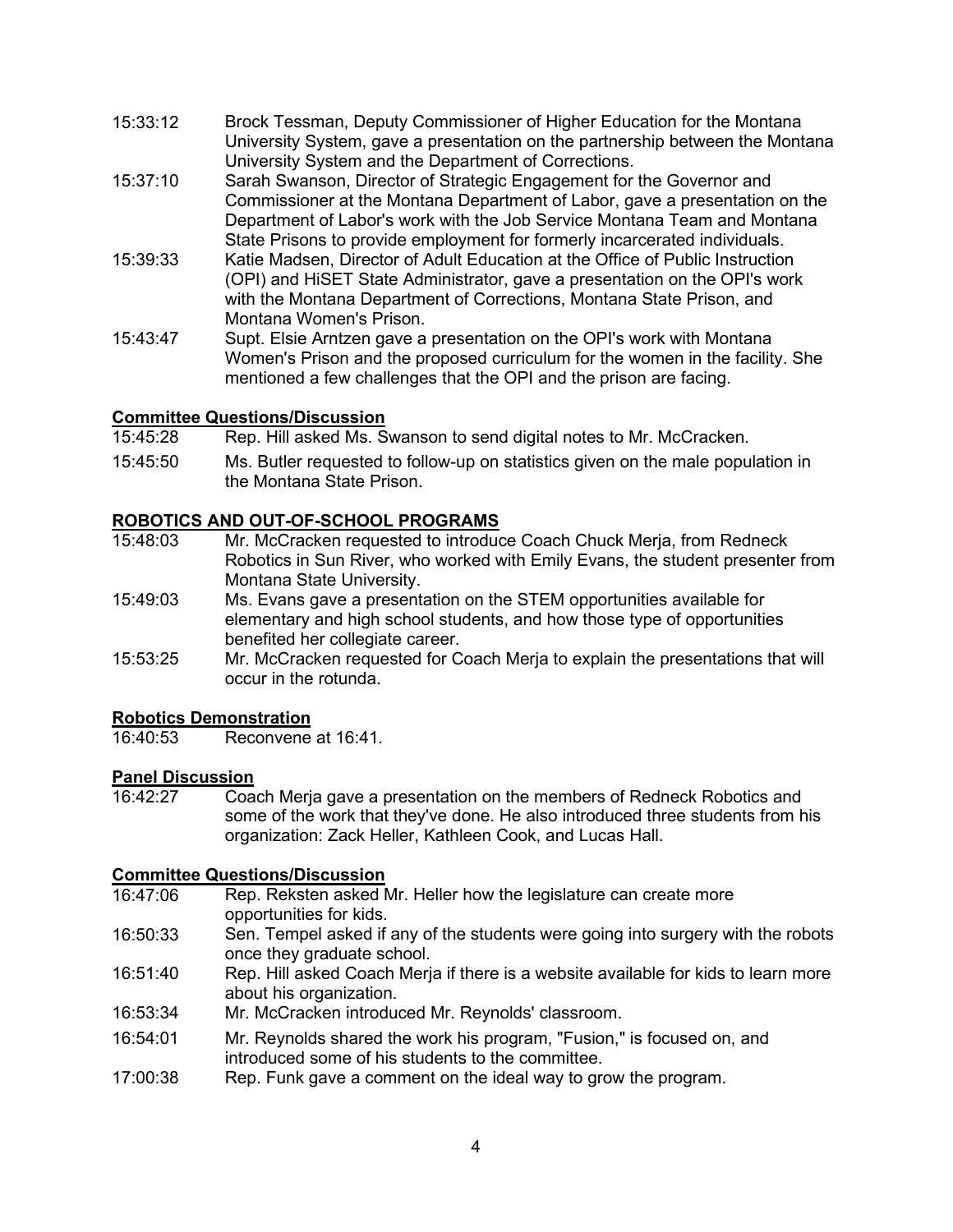15:33:12 Brock Tessman, Deputy Commissioner of Higher Education for the Montana University System, gave a presentation on the partnership between the Montana University System and the Department of Corrections.

15:37:10 Sarah Swanson, Director of Strategic Engagement for the Governor and Commissioner at the Montana Department of Labor, gave a presentation on the Department of Labor's work with the Job Service Montana Team and Montana State Prisons to provide employment for formerly incarcerated individuals.

15:39:33 Katie Madsen, Director of Adult Education at the Office of Public Instruction (OPI) and HiSET State Administrator, gave a presentation on the OPI's work with the Montana Department of Corrections, Montana State Prison, and Montana Women's Prison.

15:43:47 Supt. Elsie Arntzen gave a presentation on the OPI's work with Montana Women's Prison and the proposed curriculum for the women in the facility. She mentioned a few challenges that the OPI and the prison are facing.

**Committee Questions/Discussion**

15:45:28 Rep. Hill asked Ms. Swanson to send digital notes to Mr. McCracken.

15:45:50 Ms. Butler requested to follow-up on statistics given on the male population in the Montana State Prison.

**ROBOTICS AND OUT-OF-SCHOOL PROGRAMS**

15:48:03 Mr. McCracken requested to introduce Coach Chuck Merja, from Redneck Robotics in Sun River, who worked with Emily Evans, the student presenter from Montana State University.

15:49:03 Ms. Evans gave a presentation on the STEM opportunities available for elementary and high school students, and how those type of opportunities benefited her collegiate career.

15:53:25 Mr. McCracken requested for Coach Merja to explain the presentations that will occur in the rotunda.

**Robotics Demonstration**

16:40:53 Reconvene at 16:41.

**Panel Discussion**

16:42:27 Coach Merja gave a presentation on the members of Redneck Robotics and some of the work that they've done. He also introduced three students from his organization: Zack Heller, Kathleen Cook, and Lucas Hall.

**Committee Questions/Discussion**

16:47:06 Rep. Reksten asked Mr. Heller how the legislature can create more opportunities for kids.

16:50:33 Sen. Tempel asked if any of the students were going into surgery with the robots once they graduate school.

16:51:40 Rep. Hill asked Coach Merja if there is a website available for kids to learn more about his organization.

16:53:34 Mr. McCracken introduced Mr. Reynolds' classroom.

16:54:01 Mr. Reynolds shared the work his program, "Fusion," is focused on, and introduced some of his students to the committee.

17:00:38 Rep. Funk gave a comment on the ideal way to grow the program.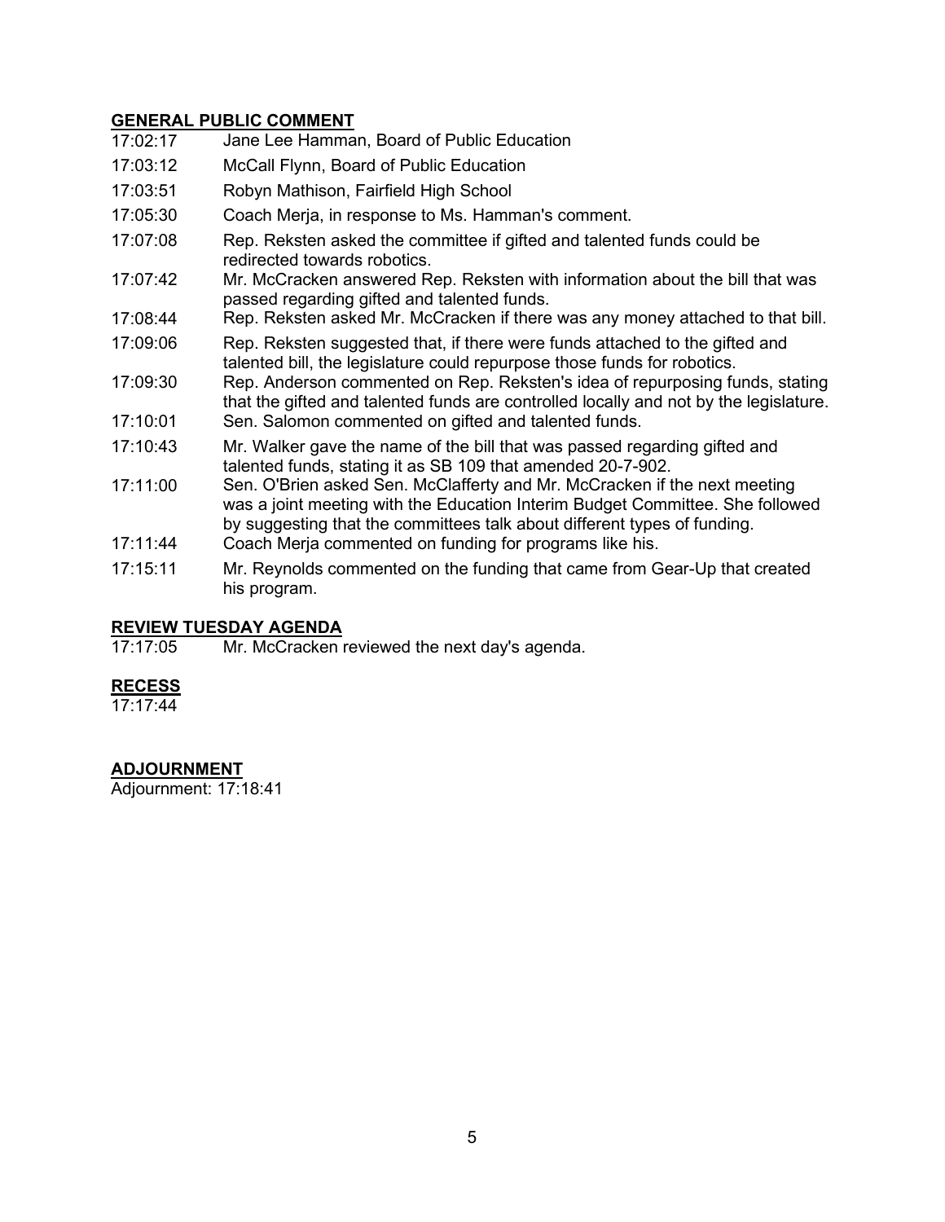**GENERAL PUBLIC COMMENT**

| | |
|---|---|
| 17:02:17 | Jane Lee Hamman, Board of Public Education |
| 17:03:12 | McCall Flynn, Board of Public Education |
| 17:03:51 | Robyn Mathison, Fairfield High School |
| 17:05:30 | Coach Merja, in response to Ms. Hamman's comment. |
| 17:07:08 | Rep. Reksten asked the committee if gifted and talented funds could be redirected towards robotics. |
| 17:07:42 | Mr. McCracken answered Rep. Reksten with information about the bill that was passed regarding gifted and talented funds. |
| 17:08:44 | Rep. Reksten asked Mr. McCracken if there was any money attached to that bill. |
| 17:09:06 | Rep. Reksten suggested that, if there were funds attached to the gifted and talented bill, the legislature could repurpose those funds for robotics. |
| 17:09:30 | Rep. Anderson commented on Rep. Reksten's idea of repurposing funds, stating that the gifted and talented funds are controlled locally and not by the legislature. |
| 17:10:01 | Sen. Salomon commented on gifted and talented funds. |
| 17:10:43 | Mr. Walker gave the name of the bill that was passed regarding gifted and talented funds, stating it as SB 109 that amended 20-7-902. |
| 17:11:00 | Sen. O'Brien asked Sen. McClafferty and Mr. McCracken if the next meeting was a joint meeting with the Education Interim Budget Committee. She followed by suggesting that the committees talk about different types of funding. |
| 17:11:44 | Coach Merja commented on funding for programs like his. |
| 17:15:11 | Mr. Reynolds commented on the funding that came from Gear-Up that created his program. |

**REVIEW TUESDAY AGENDA**

| | |
|---|---|
| 17:17:05 | Mr. McCracken reviewed the next day's agenda. |

**RECESS**

17:17:44

**ADJOURNMENT**

Adjournment: 17:18:41